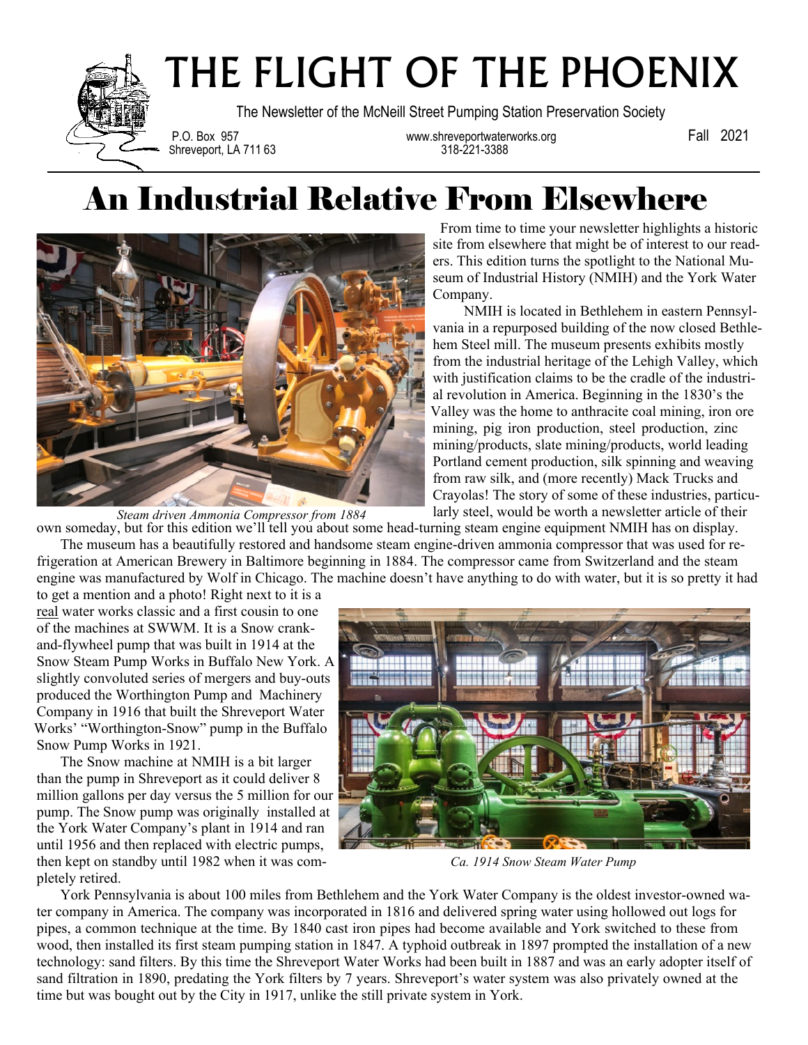# THE FLIGHT OF THE PHOENIX

The Newsletter of the McNeill Street Pumping Station Preservation Society

P.O. Box 957
Shreveport, LA 711 63

www.shreveportwaterworks.org
318-221-3388

Fall 2021

## An Industrial Relative From Elsewhere

*Steam driven Ammonia Compressor from 1884*

From time to time your newsletter highlights a historic site from elsewhere that might be of interest to our readers. This edition turns the spotlight to the National Museum of Industrial History (NMIH) and the York Water Company.

NMIH is located in Bethlehem in eastern Pennsylvania in a repurposed building of the now closed Bethlehem Steel mill. The museum presents exhibits mostly from the industrial heritage of the Lehigh Valley, which with justification claims to be the cradle of the industrial revolution in America. Beginning in the 1830's the Valley was the home to anthracite coal mining, iron ore mining, pig iron production, steel production, zinc mining/products, slate mining/products, world leading Portland cement production, silk spinning and weaving from raw silk, and (more recently) Mack Trucks and Crayolas! The story of some of these industries, particularly steel, would be worth a newsletter article of their own someday, but for this edition we'll tell you about some head-turning steam engine equipment NMIH has on display.

The museum has a beautifully restored and handsome steam engine-driven ammonia compressor that was used for refrigeration at American Brewery in Baltimore beginning in 1884. The compressor came from Switzerland and the steam engine was manufactured by Wolf in Chicago. The machine doesn't have anything to do with water, but it is so pretty it had to get a mention and a photo! Right next to it is a real water works classic and a first cousin to one of the machines at SWWM. It is a Snow crank-and-flywheel pump that was built in 1914 at the Snow Steam Pump Works in Buffalo New York. A slightly convoluted series of mergers and buy-outs produced the Worthington Pump and Machinery Company in 1916 that built the Shreveport Water Works' "Worthington-Snow" pump in the Buffalo Snow Pump Works in 1921.

The Snow machine at NMIH is a bit larger than the pump in Shreveport as it could deliver 8 million gallons per day versus the 5 million for our pump. The Snow pump was originally installed at the York Water Company's plant in 1914 and ran until 1956 and then replaced with electric pumps, then kept on standby until 1982 when it was completely retired.

*Ca. 1914 Snow Steam Water Pump*

York Pennsylvania is about 100 miles from Bethlehem and the York Water Company is the oldest investor-owned water company in America. The company was incorporated in 1816 and delivered spring water using hollowed out logs for pipes, a common technique at the time. By 1840 cast iron pipes had become available and York switched to these from wood, then installed its first steam pumping station in 1847. A typhoid outbreak in 1897 prompted the installation of a new technology: sand filters. By this time the Shreveport Water Works had been built in 1887 and was an early adopter itself of sand filtration in 1890, predating the York filters by 7 years. Shreveport's water system was also privately owned at the time but was bought out by the City in 1917, unlike the still private system in York.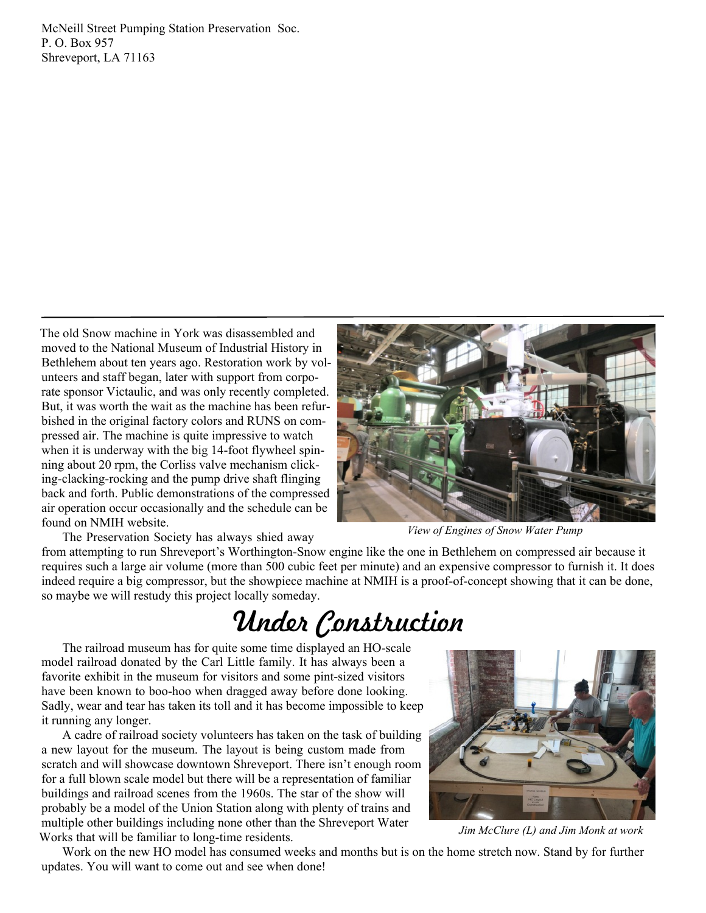McNeill Street Pumping Station Preservation Soc.
P. O. Box 957
Shreveport, LA 71163

---

The old Snow machine in York was disassembled and moved to the National Museum of Industrial History in Bethlehem about ten years ago. Restoration work by volunteers and staff began, later with support from corporate sponsor Victaulic, and was only recently completed. But, it was worth the wait as the machine has been refurbished in the original factory colors and RUNS on compressed air. The machine is quite impressive to watch when it is underway with the big 14-foot flywheel spinning about 20 rpm, the Corliss valve mechanism clicking-clacking-rocking and the pump drive shaft flinging back and forth. Public demonstrations of the compressed air operation occur occasionally and the schedule can be found on NMIH website.

*View of Engines of Snow Water Pump*

The Preservation Society has always shied away from attempting to run Shreveport's Worthington-Snow engine like the one in Bethlehem on compressed air because it requires such a large air volume (more than 500 cubic feet per minute) and an expensive compressor to furnish it. It does indeed require a big compressor, but the showpiece machine at NMIH is a proof-of-concept showing that it can be done, so maybe we will restudy this project locally someday.

## Under Construction

The railroad museum has for quite some time displayed an HO-scale model railroad donated by the Carl Little family. It has always been a favorite exhibit in the museum for visitors and some pint-sized visitors have been known to boo-hoo when dragged away before done looking. Sadly, wear and tear has taken its toll and it has become impossible to keep it running any longer.

A cadre of railroad society volunteers has taken on the task of building a new layout for the museum. The layout is being custom made from scratch and will showcase downtown Shreveport. There isn't enough room for a full blown scale model but there will be a representation of familiar buildings and railroad scenes from the 1960s. The star of the show will probably be a model of the Union Station along with plenty of trains and multiple other buildings including none other than the Shreveport Water Works that will be familiar to long-time residents.

*Jim McClure (L) and Jim Monk at work*

Work on the new HO model has consumed weeks and months but is on the home stretch now. Stand by for further updates. You will want to come out and see when done!